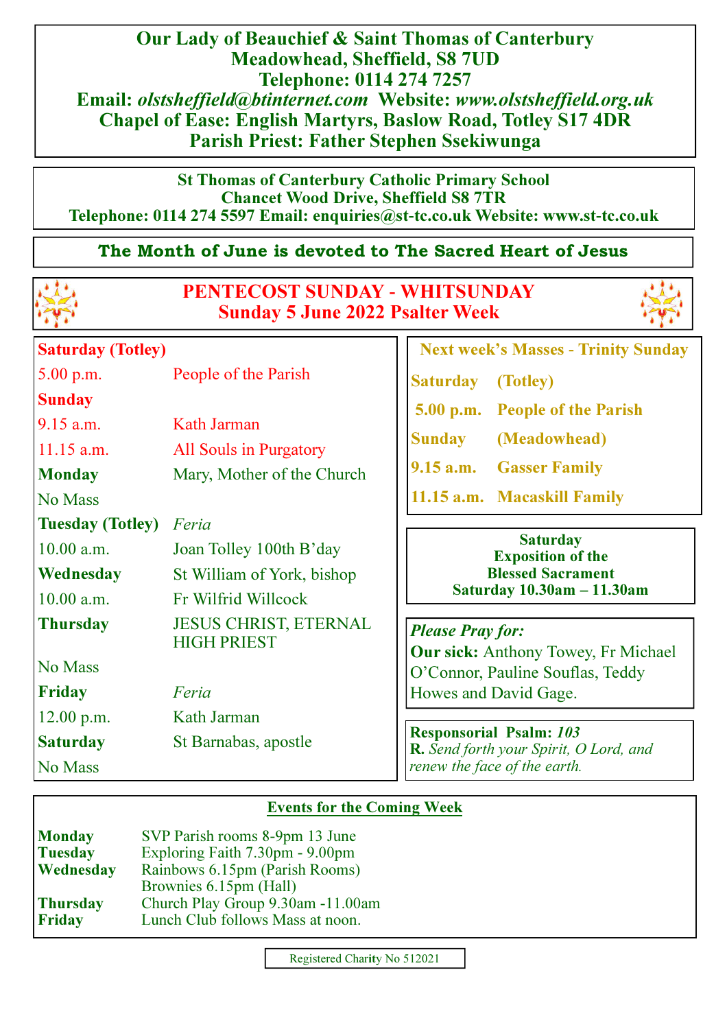# Our Lady of Beauchief & Saint Thomas of Canterbury

**Meadowhead, Sheffield, S8 7UD**
**Telephone: 0114 274 7257**
**Email:** ***olstsheffield@btinternet.com*** **Website:** ***www.olstsheffield.org.uk***
**Chapel of Ease: English Martyrs, Baslow Road, Totley S17 4DR**
**Parish Priest: Father Stephen Ssekiwunga**

**St Thomas of Canterbury Catholic Primary School**
**Chancet Wood Drive, Sheffield S8 7TR**
**Telephone: 0114 274 5597 Email: enquiries@st-tc.co.uk Website: www.st-tc.co.uk**

**The Month of June is devoted to The Sacred Heart of Jesus**

## PENTECOST SUNDAY - WHITSUNDAY
## Sunday 5 June 2022 Psalter Week

| | |
|---|---|
| **Saturday (Totley)** | |
| 5.00 p.m. | People of the Parish |
| **Sunday** | |
| 9.15 a.m. | Kath Jarman |
| 11.15 a.m. | All Souls in Purgatory |
| **Monday** | Mary, Mother of the Church |
| No Mass | |
| **Tuesday (Totley)** | *Feria* |
| 10.00 a.m. | Joan Tolley 100th B'day |
| **Wednesday** | St William of York, bishop |
| 10.00 a.m. | Fr Wilfrid Willcock |
| **Thursday** | JESUS CHRIST, ETERNAL HIGH PRIEST |
| No Mass | |
| **Friday** | *Feria* |
| 12.00 p.m. | Kath Jarman |
| **Saturday** | St Barnabas, apostle |
| No Mass | |

**Next week's Masses - Trinity Sunday**

| | |
|---|---|
| **Saturday** | **(Totley)** |
| **5.00 p.m.** | **People of the Parish** |
| **Sunday** | **(Meadowhead)** |
| **9.15 a.m.** | **Gasser Family** |
| **11.15 a.m.** | **Macaskill Family** |

**Saturday**
**Exposition of the Blessed Sacrament**
**Saturday 10.30am – 11.30am**

***Please Pray for:***
**Our sick:** Anthony Towey, Fr Michael O'Connor, Pauline Souflas, Teddy Howes and David Gage.

**Responsorial Psalm:** ***103***
**R.** *Send forth your Spirit, O Lord, and renew the face of the earth.*

### Events for the Coming Week

| | |
|---|---|
| **Monday** | SVP Parish rooms 8-9pm 13 June |
| **Tuesday** | Exploring Faith 7.30pm - 9.00pm |
| **Wednesday** | Rainbows 6.15pm (Parish Rooms) |
| | Brownies 6.15pm (Hall) |
| **Thursday** | Church Play Group 9.30am -11.00am |
| **Friday** | Lunch Club follows Mass at noon. |

Registered Charity No 512021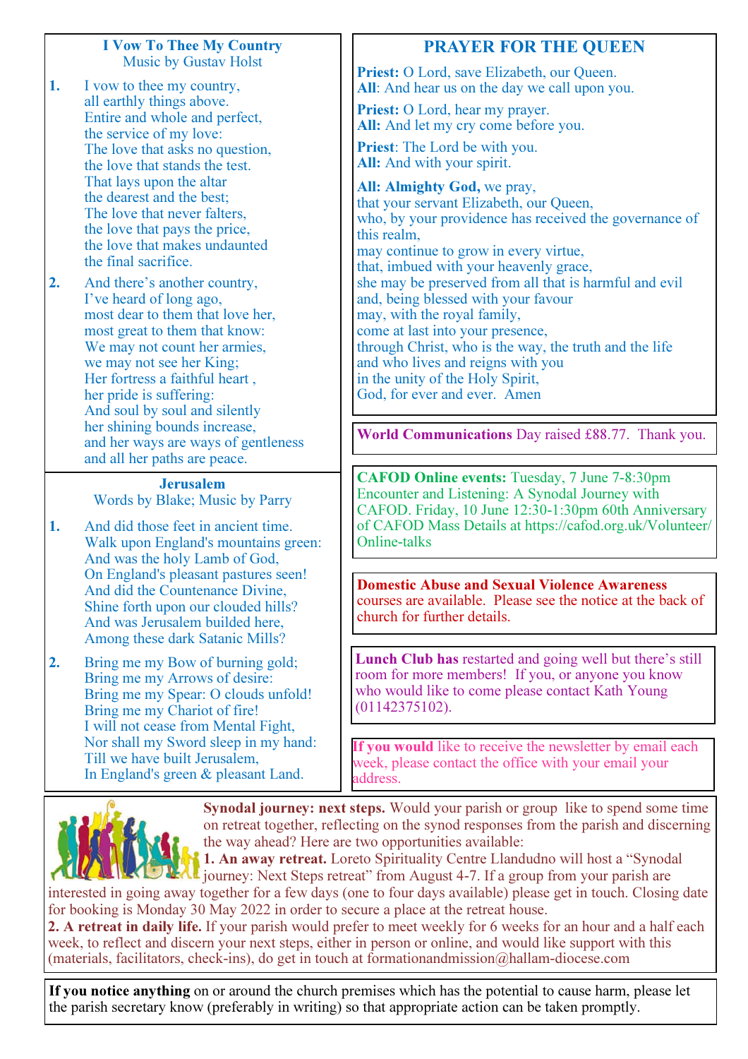### I Vow To Thee My Country

Music by Gustav Holst

1. I vow to thee my country,
all earthly things above.
Entire and whole and perfect,
the service of my love:
The love that asks no question,
the love that stands the test.
That lays upon the altar
the dearest and the best;
The love that never falters,
the love that pays the price,
the love that makes undaunted
the final sacrifice.

2. And there's another country,
I've heard of long ago,
most dear to them that love her,
most great to them that know:
We may not count her armies,
we may not see her King;
Her fortress a faithful heart ,
her pride is suffering:
And soul by soul and silently
her shining bounds increase,
and her ways are ways of gentleness
and all her paths are peace.

### Jerusalem

Words by Blake; Music by Parry

1. And did those feet in ancient time.
Walk upon England's mountains green:
And was the holy Lamb of God,
On England's pleasant pastures seen!
And did the Countenance Divine,
Shine forth upon our clouded hills?
And was Jerusalem builded here,
Among these dark Satanic Mills?

2. Bring me my Bow of burning gold;
Bring me my Arrows of desire:
Bring me my Spear: O clouds unfold!
Bring me my Chariot of fire!
I will not cease from Mental Fight,
Nor shall my Sword sleep in my hand:
Till we have built Jerusalem,
In England's green & pleasant Land.

## PRAYER FOR THE QUEEN

**Priest:** O Lord, save Elizabeth, our Queen.
**All**: And hear us on the day we call upon you.

**Priest:** O Lord, hear my prayer.
**All:** And let my cry come before you.

**Priest**: The Lord be with you.
**All:** And with your spirit.

**All: Almighty God,** we pray,
that your servant Elizabeth, our Queen,
who, by your providence has received the governance of this realm,
may continue to grow in every virtue,
that, imbued with your heavenly grace,
she may be preserved from all that is harmful and evil
and, being blessed with your favour
may, with the royal family,
come at last into your presence,
through Christ, who is the way, the truth and the life
and who lives and reigns with you
in the unity of the Holy Spirit,
God, for ever and ever. Amen

**World Communications** Day raised £88.77. Thank you.

**CAFOD Online events:** Tuesday, 7 June 7-8:30pm Encounter and Listening: A Synodal Journey with CAFOD. Friday, 10 June 12:30-1:30pm 60th Anniversary of CAFOD Mass Details at https://cafod.org.uk/Volunteer/Online-talks

**Domestic Abuse and Sexual Violence Awareness** courses are available. Please see the notice at the back of church for further details.

**Lunch Club has** restarted and going well but there's still room for more members! If you, or anyone you know who would like to come please contact Kath Young (01142375102).

**If you would** like to receive the newsletter by email each week, please contact the office with your email your address.

**Synodal journey: next steps.** Would your parish or group like to spend some time on retreat together, reflecting on the synod responses from the parish and discerning the way ahead? Here are two opportunities available:

**1. An away retreat.** Loreto Spirituality Centre Llandudno will host a "Synodal journey: Next Steps retreat" from August 4-7. If a group from your parish are interested in going away together for a few days (one to four days available) please get in touch. Closing date for booking is Monday 30 May 2022 in order to secure a place at the retreat house.

**2. A retreat in daily life.** If your parish would prefer to meet weekly for 6 weeks for an hour and a half each week, to reflect and discern your next steps, either in person or online, and would like support with this (materials, facilitators, check-ins), do get in touch at formationandmission@hallam-diocese.com

**If you notice anything** on or around the church premises which has the potential to cause harm, please let the parish secretary know (preferably in writing) so that appropriate action can be taken promptly.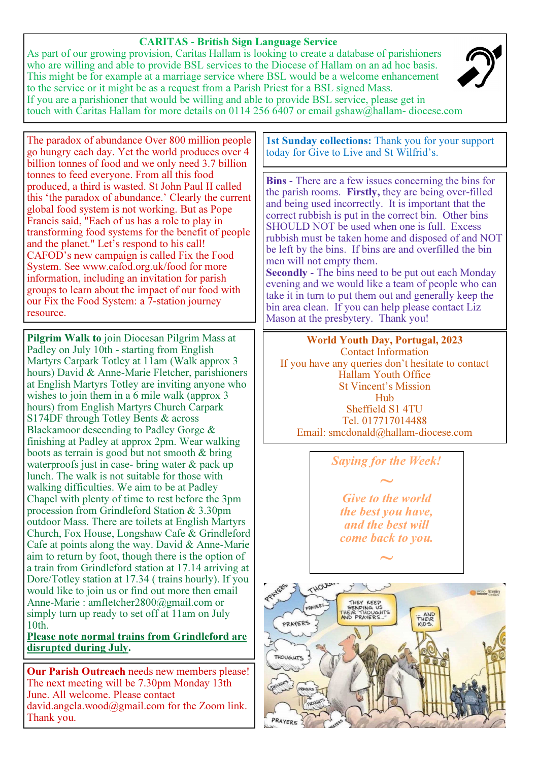## CARITAS - British Sign Language Service

As part of our growing provision, Caritas Hallam is looking to create a database of parishioners who are willing and able to provide BSL services to the Diocese of Hallam on an ad hoc basis. This might be for example at a marriage service where BSL would be a welcome enhancement to the service or it might be as a request from a Parish Priest for a BSL signed Mass.
If you are a parishioner that would be willing and able to provide BSL service, please get in touch with Caritas Hallam for more details on 0114 256 6407 or email gshaw@hallam- diocese.com

The paradox of abundance Over 800 million people go hungry each day. Yet the world produces over 4 billion tonnes of food and we only need 3.7 billion tonnes to feed everyone. From all this food produced, a third is wasted. St John Paul II called this 'the paradox of abundance.' Clearly the current global food system is not working. But as Pope Francis said, "Each of us has a role to play in transforming food systems for the benefit of people and the planet." Let's respond to his call! CAFOD's new campaign is called Fix the Food System. See www.cafod.org.uk/food for more information, including an invitation for parish groups to learn about the impact of our food with our Fix the Food System: a 7-station journey resource.

**Pilgrim Walk to** join Diocesan Pilgrim Mass at Padley on July 10th - starting from English Martyrs Carpark Totley at 11am (Walk approx 3 hours) David & Anne-Marie Fletcher, parishioners at English Martyrs Totley are inviting anyone who wishes to join them in a 6 mile walk (approx 3 hours) from English Martyrs Church Carpark S174DF through Totley Bents & across Blackamoor descending to Padley Gorge & finishing at Padley at approx 2pm. Wear walking boots as terrain is good but not smooth & bring waterproofs just in case- bring water & pack up lunch. The walk is not suitable for those with walking difficulties. We aim to be at Padley Chapel with plenty of time to rest before the 3pm procession from Grindleford Station & 3.30pm outdoor Mass. There are toilets at English Martyrs Church, Fox House, Longshaw Cafe & Grindleford Cafe at points along the way. David & Anne-Marie aim to return by foot, though there is the option of a train from Grindleford station at 17.14 arriving at Dore/Totley station at 17.34 ( trains hourly). If you would like to join us or find out more then email Anne-Marie : amfletcher2800@gmail.com or simply turn up ready to set off at 11am on July 10th.
**Please note normal trains from Grindleford are disrupted during July.**

**Our Parish Outreach** needs new members please! The next meeting will be 7.30pm Monday 13th June. All welcome. Please contact david.angela.wood@gmail.com for the Zoom link. Thank you.

**1st Sunday collections:** Thank you for your support today for Give to Live and St Wilfrid's.

**Bins** - There are a few issues concerning the bins for the parish rooms. **Firstly,** they are being over-filled and being used incorrectly. It is important that the correct rubbish is put in the correct bin. Other bins SHOULD NOT be used when one is full. Excess rubbish must be taken home and disposed of and NOT be left by the bins. If bins are and overfilled the bin men will not empty them.
**Secondly** - The bins need to be put out each Monday evening and we would like a team of people who can take it in turn to put them out and generally keep the bin area clean. If you can help please contact Liz Mason at the presbytery. Thank you!

**World Youth Day, Portugal, 2023**
Contact Information
If you have any queries don't hesitate to contact
Hallam Youth Office
St Vincent's Mission
Hub
Sheffield S1 4TU
Tel. 017717014488
Email: smcdonald@hallam-diocese.com

***Saying for the Week!***

~

***Give to the world the best you have, and the best will come back to you.***

~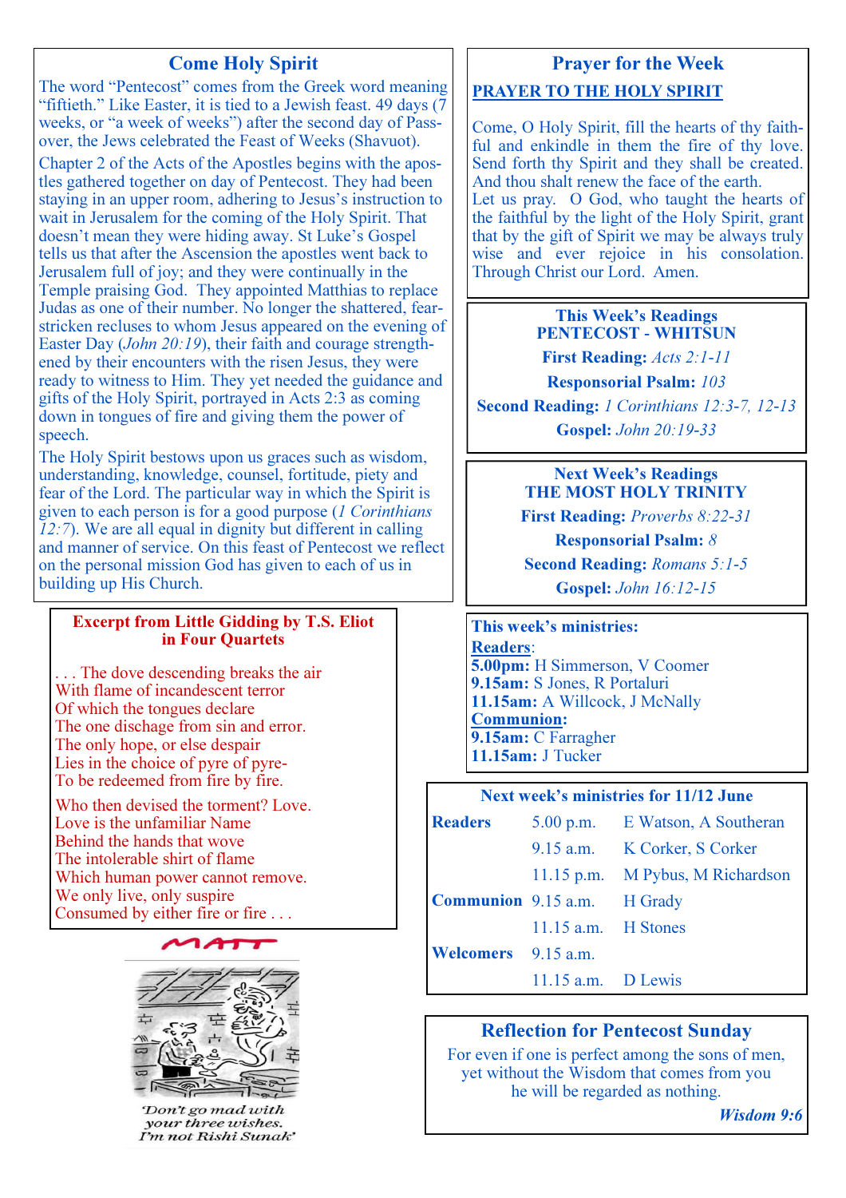## Come Holy Spirit

The word "Pentecost" comes from the Greek word meaning "fiftieth." Like Easter, it is tied to a Jewish feast. 49 days (7 weeks, or "a week of weeks") after the second day of Passover, the Jews celebrated the Feast of Weeks (Shavuot).

Chapter 2 of the Acts of the Apostles begins with the apostles gathered together on day of Pentecost. They had been staying in an upper room, adhering to Jesus's instruction to wait in Jerusalem for the coming of the Holy Spirit. That doesn't mean they were hiding away. St Luke's Gospel tells us that after the Ascension the apostles went back to Jerusalem full of joy; and they were continually in the Temple praising God. They appointed Matthias to replace Judas as one of their number. No longer the shattered, fear-stricken recluses to whom Jesus appeared on the evening of Easter Day (*John 20:19*), their faith and courage strengthened by their encounters with the risen Jesus, they were ready to witness to Him. They yet needed the guidance and gifts of the Holy Spirit, portrayed in Acts 2:3 as coming down in tongues of fire and giving them the power of speech.

The Holy Spirit bestows upon us graces such as wisdom, understanding, knowledge, counsel, fortitude, piety and fear of the Lord. The particular way in which the Spirit is given to each person is for a good purpose (*1 Corinthians 12:7*). We are all equal in dignity but different in calling and manner of service. On this feast of Pentecost we reflect on the personal mission God has given to each of us in building up His Church.

### Excerpt from Little Gidding by T.S. Eliot in Four Quartets

. . . The dove descending breaks the air
With flame of incandescent terror
Of which the tongues declare
The one dischage from sin and error.
The only hope, or else despair
Lies in the choice of pyre of pyre-
To be redeemed from fire by fire.

Who then devised the torment? Love.
Love is the unfamiliar Name
Behind the hands that wove
The intolerable shirt of flame
Which human power cannot remove.
We only live, only suspire
Consumed by either fire or fire . . .

MATT

'Don't go mad with your three wishes. I'm not Rishi Sunak'

## Prayer for the Week

**PRAYER TO THE HOLY SPIRIT**

Come, O Holy Spirit, fill the hearts of thy faithful and enkindle in them the fire of thy love. Send forth thy Spirit and they shall be created. And thou shalt renew the face of the earth.
Let us pray. O God, who taught the hearts of the faithful by the light of the Holy Spirit, grant that by the gift of Spirit we may be always truly wise and ever rejoice in his consolation. Through Christ our Lord. Amen.

### This Week's Readings
### PENTECOST - WHITSUN

**First Reading:** *Acts 2:1-11*
**Responsorial Psalm:** *103*
**Second Reading:** *1 Corinthians 12:3-7, 12-13*
**Gospel:** *John 20:19-33*

### Next Week's Readings
### THE MOST HOLY TRINITY

**First Reading:** *Proverbs 8:22-31*
**Responsorial Psalm:** *8*
**Second Reading:** *Romans 5:1-5*
**Gospel:** *John 16:12-15*

**This week's ministries:**

**Readers**:
**5.00pm:** H Simmerson, V Coomer
**9.15am:** S Jones, R Portaluri
**11.15am:** A Willcock, J McNally
**Communion:**
**9.15am:** C Farragher
**11.15am:** J Tucker

**Next week's ministries for 11/12 June**

| | | |
|---|---|---|
| **Readers** | 5.00 p.m. | E Watson, A Southeran |
| | 9.15 a.m. | K Corker, S Corker |
| | 11.15 p.m. | M Pybus, M Richardson |
| **Communion** | 9.15 a.m. | H Grady |
| | 11.15 a.m. | H Stones |
| **Welcomers** | 9.15 a.m. | |
| | 11.15 a.m. | D Lewis |

### Reflection for Pentecost Sunday

For even if one is perfect among the sons of men,
yet without the Wisdom that comes from you
he will be regarded as nothing.

***Wisdom 9:6***